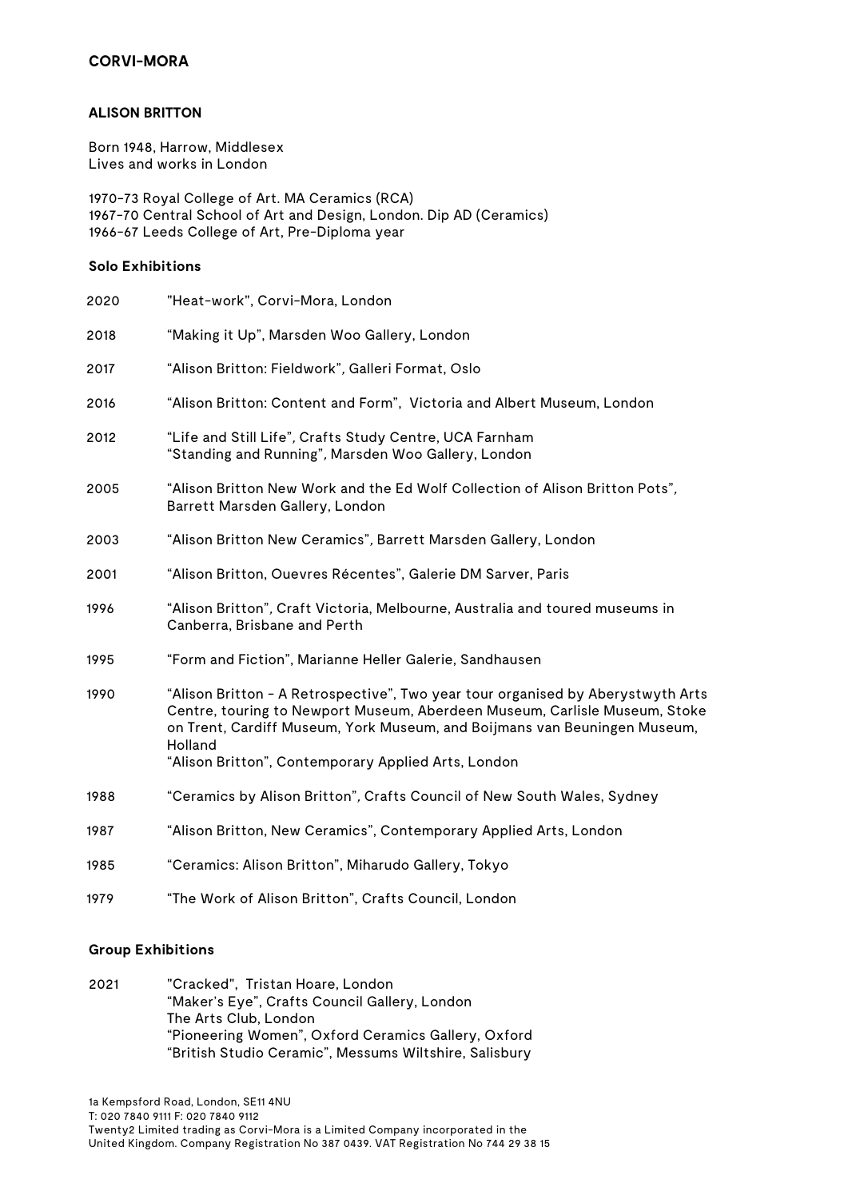**CORVI-MORA**

# ALISON BRITTON

Born 1948, Harrow, Middlesex
Lives and works in London

1970-73 Royal College of Art. MA Ceramics (RCA)
1967-70 Central School of Art and Design, London. Dip AD (Ceramics)
1966-67 Leeds College of Art, Pre-Diploma year

## Solo Exhibitions

| | |
|---|---|
| 2020 | "Heat-work", Corvi-Mora, London |
| 2018 | "Making it Up", Marsden Woo Gallery, London |
| 2017 | "Alison Britton: Fieldwork", Galleri Format, Oslo |
| 2016 | "Alison Britton: Content and Form", Victoria and Albert Museum, London |
| 2012 | "Life and Still Life", Crafts Study Centre, UCA Farnham<br>"Standing and Running", Marsden Woo Gallery, London |
| 2005 | "Alison Britton New Work and the Ed Wolf Collection of Alison Britton Pots", Barrett Marsden Gallery, London |
| 2003 | "Alison Britton New Ceramics", Barrett Marsden Gallery, London |
| 2001 | "Alison Britton, Ouevres Récentes", Galerie DM Sarver, Paris |
| 1996 | "Alison Britton", Craft Victoria, Melbourne, Australia and toured museums in Canberra, Brisbane and Perth |
| 1995 | "Form and Fiction", Marianne Heller Galerie, Sandhausen |
| 1990 | "Alison Britton - A Retrospective", Two year tour organised by Aberystwyth Arts Centre, touring to Newport Museum, Aberdeen Museum, Carlisle Museum, Stoke on Trent, Cardiff Museum, York Museum, and Boijmans van Beuningen Museum, Holland<br>"Alison Britton", Contemporary Applied Arts, London |
| 1988 | "Ceramics by Alison Britton", Crafts Council of New South Wales, Sydney |
| 1987 | "Alison Britton, New Ceramics", Contemporary Applied Arts, London |
| 1985 | "Ceramics: Alison Britton", Miharudo Gallery, Tokyo |
| 1979 | "The Work of Alison Britton", Crafts Council, London |

## Group Exhibitions

| | |
|---|---|
| 2021 | "Cracked", Tristan Hoare, London<br>"Maker's Eye", Crafts Council Gallery, London<br>The Arts Club, London<br>"Pioneering Women", Oxford Ceramics Gallery, Oxford<br>"British Studio Ceramic", Messums Wiltshire, Salisbury |

1a Kempsford Road, London, SE11 4NU
T: 020 7840 9111 F: 020 7840 9112
Twenty2 Limited trading as Corvi-Mora is a Limited Company incorporated in the United Kingdom. Company Registration No 387 0439. VAT Registration No 744 29 38 15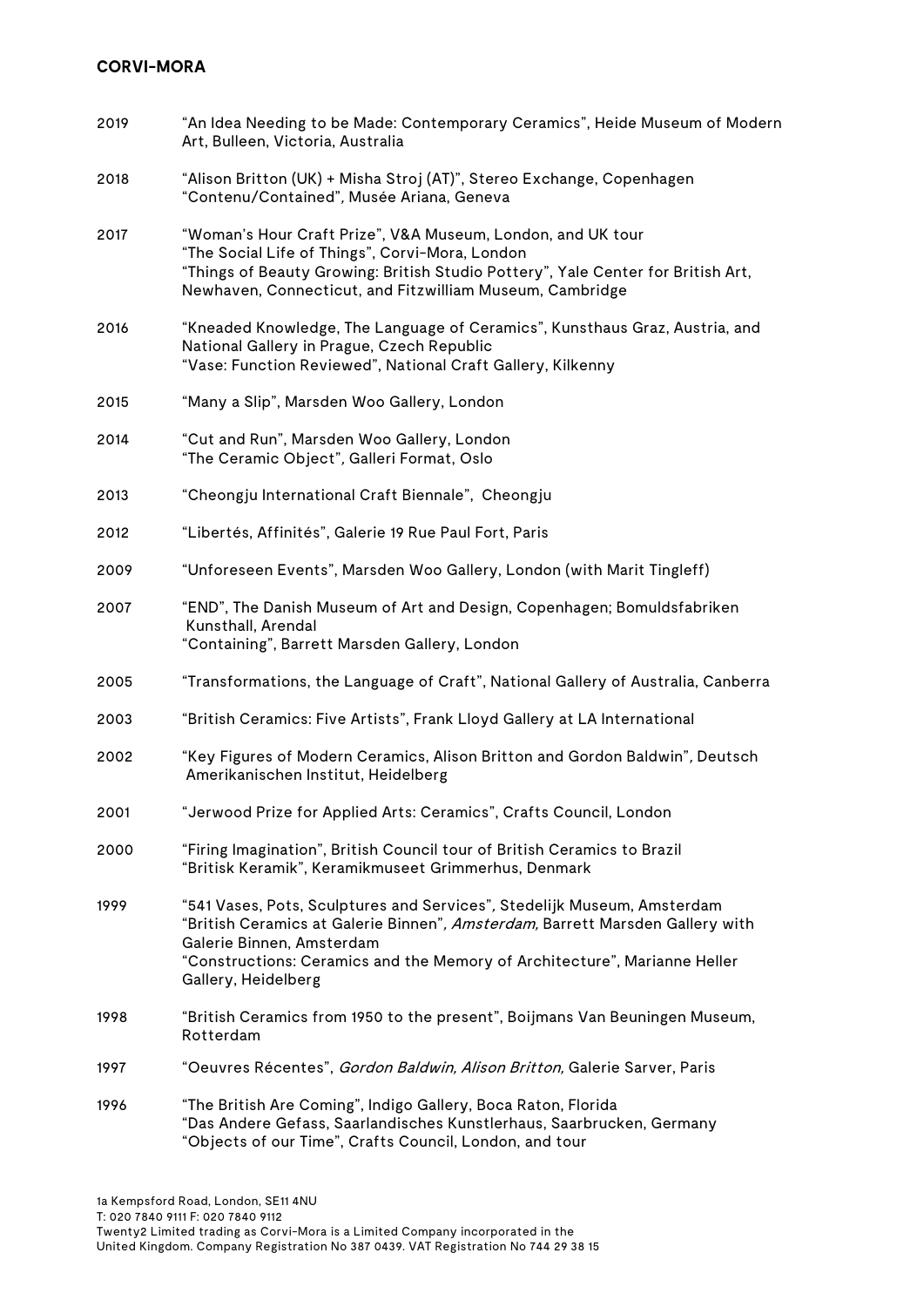**CORVI-MORA**

| | |
|---|---|
| 2019 | "An Idea Needing to be Made: Contemporary Ceramics", Heide Museum of Modern Art, Bulleen, Victoria, Australia |
| 2018 | "Alison Britton (UK) + Misha Stroj (AT)", Stereo Exchange, Copenhagen<br>"Contenu/Contained", Musée Ariana, Geneva |
| 2017 | "Woman's Hour Craft Prize", V&A Museum, London, and UK tour<br>"The Social Life of Things", Corvi-Mora, London<br>"Things of Beauty Growing: British Studio Pottery", Yale Center for British Art, Newhaven, Connecticut, and Fitzwilliam Museum, Cambridge |
| 2016 | "Kneaded Knowledge, The Language of Ceramics", Kunsthaus Graz, Austria, and National Gallery in Prague, Czech Republic<br>"Vase: Function Reviewed", National Craft Gallery, Kilkenny |
| 2015 | "Many a Slip", Marsden Woo Gallery, London |
| 2014 | "Cut and Run", Marsden Woo Gallery, London<br>"The Ceramic Object", Galleri Format, Oslo |
| 2013 | "Cheongju International Craft Biennale", Cheongju |
| 2012 | "Libertés, Affinités", Galerie 19 Rue Paul Fort, Paris |
| 2009 | "Unforeseen Events", Marsden Woo Gallery, London (with Marit Tingleff) |
| 2007 | "END", The Danish Museum of Art and Design, Copenhagen; Bomuldsfabriken Kunsthall, Arendal<br>"Containing", Barrett Marsden Gallery, London |
| 2005 | "Transformations, the Language of Craft", National Gallery of Australia, Canberra |
| 2003 | "British Ceramics: Five Artists", Frank Lloyd Gallery at LA International |
| 2002 | "Key Figures of Modern Ceramics, Alison Britton and Gordon Baldwin", Deutsch Amerikanischen Institut, Heidelberg |
| 2001 | "Jerwood Prize for Applied Arts: Ceramics", Crafts Council, London |
| 2000 | "Firing Imagination", British Council tour of British Ceramics to Brazil<br>"Britisk Keramik", Keramikmuseet Grimmerhus, Denmark |
| 1999 | "541 Vases, Pots, Sculptures and Services", Stedelijk Museum, Amsterdam<br>"British Ceramics at Galerie Binnen", *Amsterdam,* Barrett Marsden Gallery with Galerie Binnen, Amsterdam<br>"Constructions: Ceramics and the Memory of Architecture", Marianne Heller Gallery, Heidelberg |
| 1998 | "British Ceramics from 1950 to the present", Boijmans Van Beuningen Museum, Rotterdam |
| 1997 | "Oeuvres Récentes", *Gordon Baldwin, Alison Britton,* Galerie Sarver, Paris |
| 1996 | "The British Are Coming", Indigo Gallery, Boca Raton, Florida<br>"Das Andere Gefass, Saarlandisches Kunstlerhaus, Saarbrucken, Germany<br>"Objects of our Time", Crafts Council, London, and tour |

1a Kempsford Road, London, SE11 4NU
T: 020 7840 9111 F: 020 7840 9112
Twenty2 Limited trading as Corvi-Mora is a Limited Company incorporated in the United Kingdom. Company Registration No 387 0439. VAT Registration No 744 29 38 15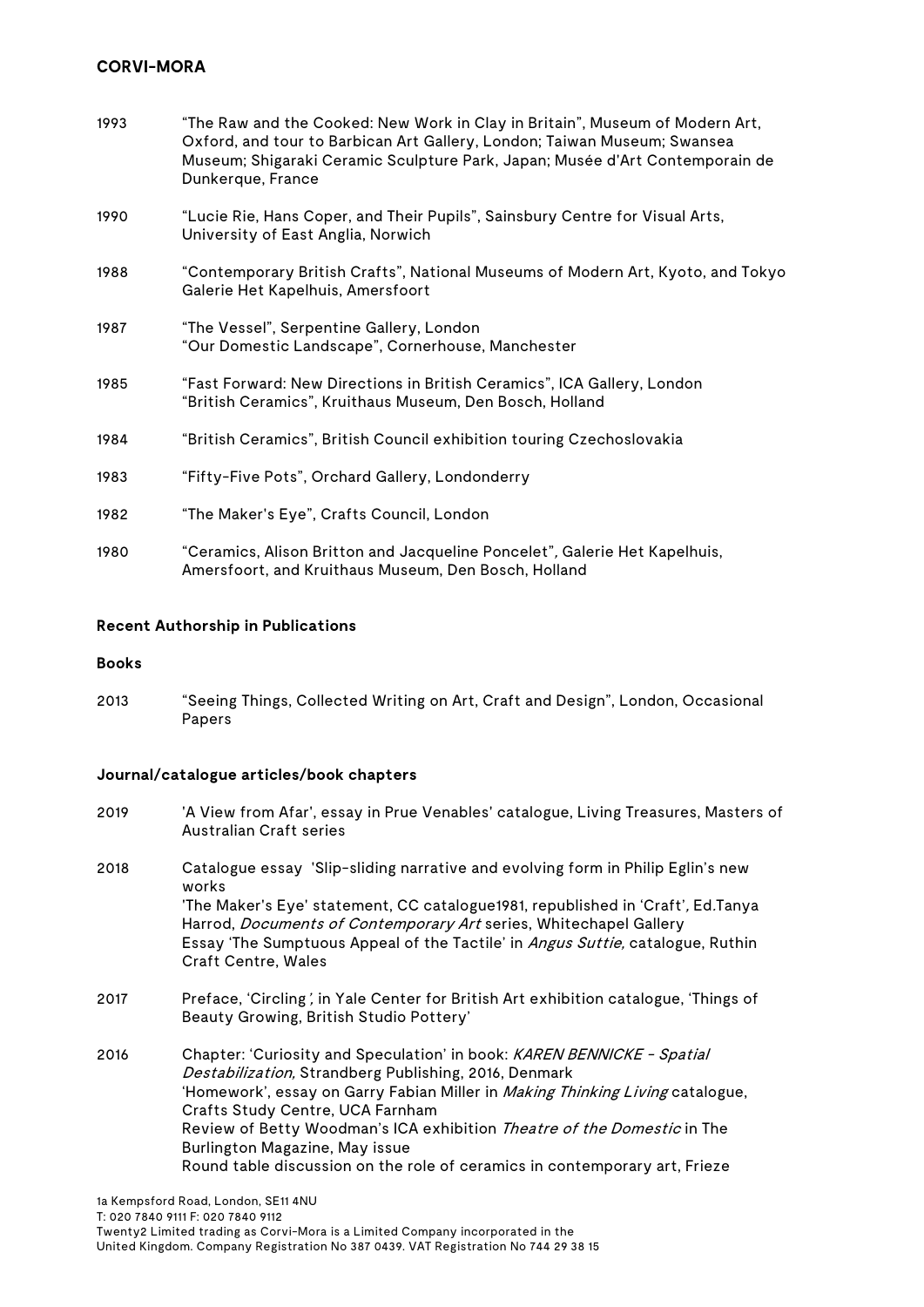| | |
|---|---|
| 1993 | "The Raw and the Cooked: New Work in Clay in Britain", Museum of Modern Art, Oxford, and tour to Barbican Art Gallery, London; Taiwan Museum; Swansea Museum; Shigaraki Ceramic Sculpture Park, Japan; Musée d'Art Contemporain de Dunkerque, France |
| 1990 | "Lucie Rie, Hans Coper, and Their Pupils", Sainsbury Centre for Visual Arts, University of East Anglia, Norwich |
| 1988 | "Contemporary British Crafts", National Museums of Modern Art, Kyoto, and Tokyo Galerie Het Kapelhuis, Amersfoort |
| 1987 | "The Vessel", Serpentine Gallery, London<br>"Our Domestic Landscape", Cornerhouse, Manchester |
| 1985 | "Fast Forward: New Directions in British Ceramics", ICA Gallery, London<br>"British Ceramics", Kruithaus Museum, Den Bosch, Holland |
| 1984 | "British Ceramics", British Council exhibition touring Czechoslovakia |
| 1983 | "Fifty-Five Pots", Orchard Gallery, Londonderry |
| 1982 | "The Maker's Eye", Crafts Council, London |
| 1980 | "Ceramics, Alison Britton and Jacqueline Poncelet", Galerie Het Kapelhuis, Amersfoort, and Kruithaus Museum, Den Bosch, Holland |

**Recent Authorship in Publications**

**Books**

| | |
|---|---|
| 2013 | "Seeing Things, Collected Writing on Art, Craft and Design", London, Occasional Papers |

**Journal/catalogue articles/book chapters**

| | |
|---|---|
| 2019 | 'A View from Afar', essay in Prue Venables' catalogue, Living Treasures, Masters of Australian Craft series |
| 2018 | Catalogue essay 'Slip-sliding narrative and evolving form in Philip Eglin's new works<br>'The Maker's Eye' statement, CC catalogue1981, republished in 'Craft', Ed.Tanya Harrod, *Documents of Contemporary Art* series, Whitechapel Gallery<br>Essay 'The Sumptuous Appeal of the Tactile' in *Angus Suttie,* catalogue, Ruthin Craft Centre, Wales |
| 2017 | Preface, 'Circling', in Yale Center for British Art exhibition catalogue, 'Things of Beauty Growing, British Studio Pottery' |
| 2016 | Chapter: 'Curiosity and Speculation' in book: *KAREN BENNICKE - Spatial Destabilization,* Strandberg Publishing, 2016, Denmark<br>'Homework', essay on Garry Fabian Miller in *Making Thinking Living* catalogue, Crafts Study Centre, UCA Farnham<br>Review of Betty Woodman's ICA exhibition *Theatre of the Domestic* in The Burlington Magazine, May issue<br>Round table discussion on the role of ceramics in contemporary art, Frieze |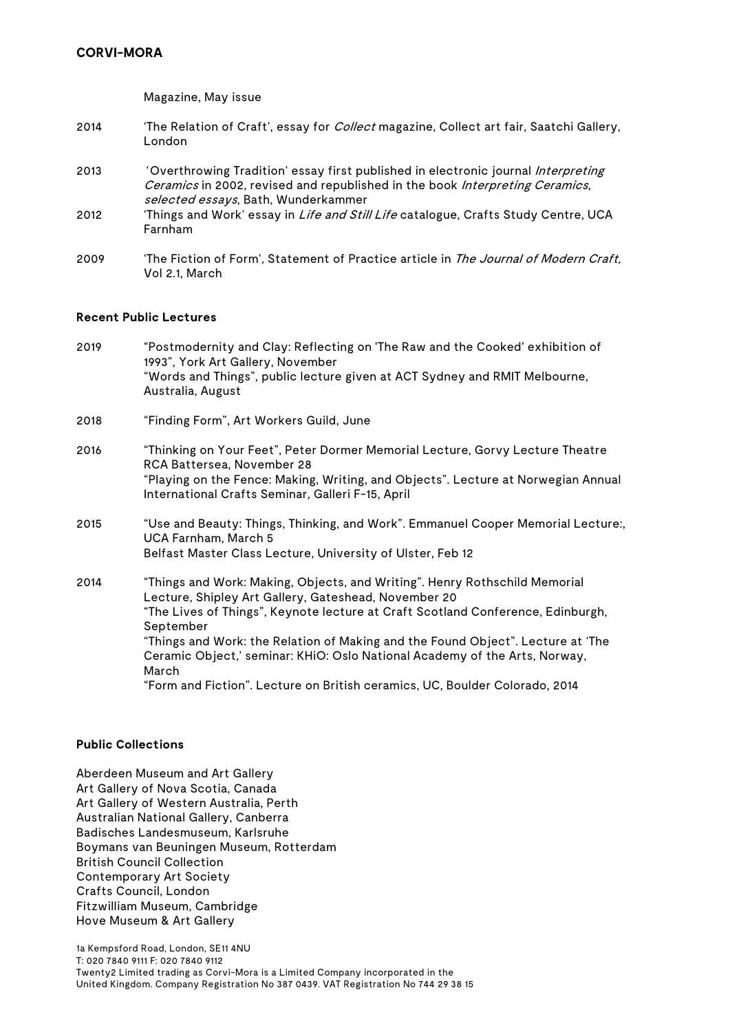Magazine, May issue

2014 'The Relation of Craft', essay for *Collect* magazine, Collect art fair, Saatchi Gallery, London

2013 'Overthrowing Tradition' essay first published in electronic journal *Interpreting Ceramics* in 2002, revised and republished in the book *Interpreting Ceramics, selected essays*, Bath, Wunderkammer

2012 'Things and Work' essay in *Life and Still Life* catalogue, Crafts Study Centre, UCA Farnham

2009 'The Fiction of Form', Statement of Practice article in *The Journal of Modern Craft,* Vol 2.1, March

**Recent Public Lectures**

2019 "Postmodernity and Clay: Reflecting on 'The Raw and the Cooked' exhibition of 1993", York Art Gallery, November
"Words and Things", public lecture given at ACT Sydney and RMIT Melbourne, Australia, August

2018 "Finding Form", Art Workers Guild, June

2016 "Thinking on Your Feet", Peter Dormer Memorial Lecture, Gorvy Lecture Theatre RCA Battersea, November 28
"Playing on the Fence: Making, Writing, and Objects". Lecture at Norwegian Annual International Crafts Seminar, Galleri F-15, April

2015 "Use and Beauty: Things, Thinking, and Work". Emmanuel Cooper Memorial Lecture:, UCA Farnham, March 5
Belfast Master Class Lecture, University of Ulster, Feb 12

2014 "Things and Work: Making, Objects, and Writing". Henry Rothschild Memorial Lecture, Shipley Art Gallery, Gateshead, November 20
"The Lives of Things", Keynote lecture at Craft Scotland Conference, Edinburgh, September
"Things and Work: the Relation of Making and the Found Object". Lecture at 'The Ceramic Object,' seminar: KHiO: Oslo National Academy of the Arts, Norway, March
"Form and Fiction". Lecture on British ceramics, UC, Boulder Colorado, 2014

**Public Collections**

Aberdeen Museum and Art Gallery
Art Gallery of Nova Scotia, Canada
Art Gallery of Western Australia, Perth
Australian National Gallery, Canberra
Badisches Landesmuseum, Karlsruhe
Boymans van Beuningen Museum, Rotterdam
British Council Collection
Contemporary Art Society
Crafts Council, London
Fitzwilliam Museum, Cambridge
Hove Museum & Art Gallery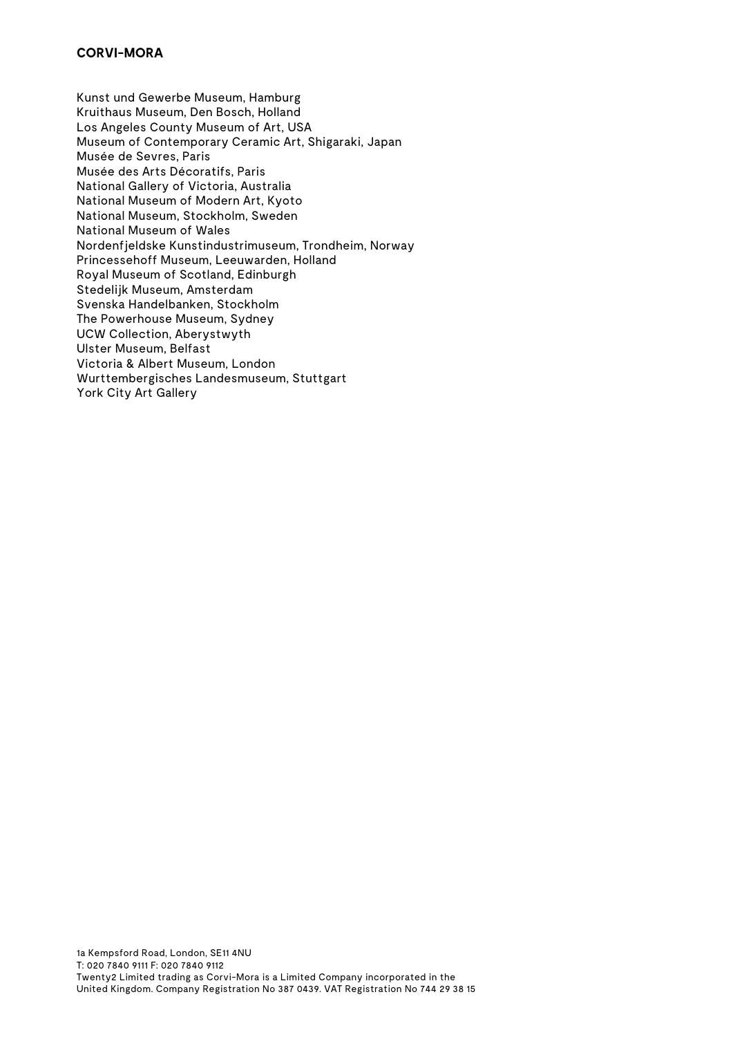Kunst und Gewerbe Museum, Hamburg
Kruithaus Museum, Den Bosch, Holland
Los Angeles County Museum of Art, USA
Museum of Contemporary Ceramic Art, Shigaraki, Japan
Musée de Sevres, Paris
Musée des Arts Décoratifs, Paris
National Gallery of Victoria, Australia
National Museum of Modern Art, Kyoto
National Museum, Stockholm, Sweden
National Museum of Wales
Nordenfjeldske Kunstindustrimuseum, Trondheim, Norway
Princessehoff Museum, Leeuwarden, Holland
Royal Museum of Scotland, Edinburgh
Stedelijk Museum, Amsterdam
Svenska Handelbanken, Stockholm
The Powerhouse Museum, Sydney
UCW Collection, Aberystwyth
Ulster Museum, Belfast
Victoria & Albert Museum, London
Wurttembergisches Landesmuseum, Stuttgart
York City Art Gallery